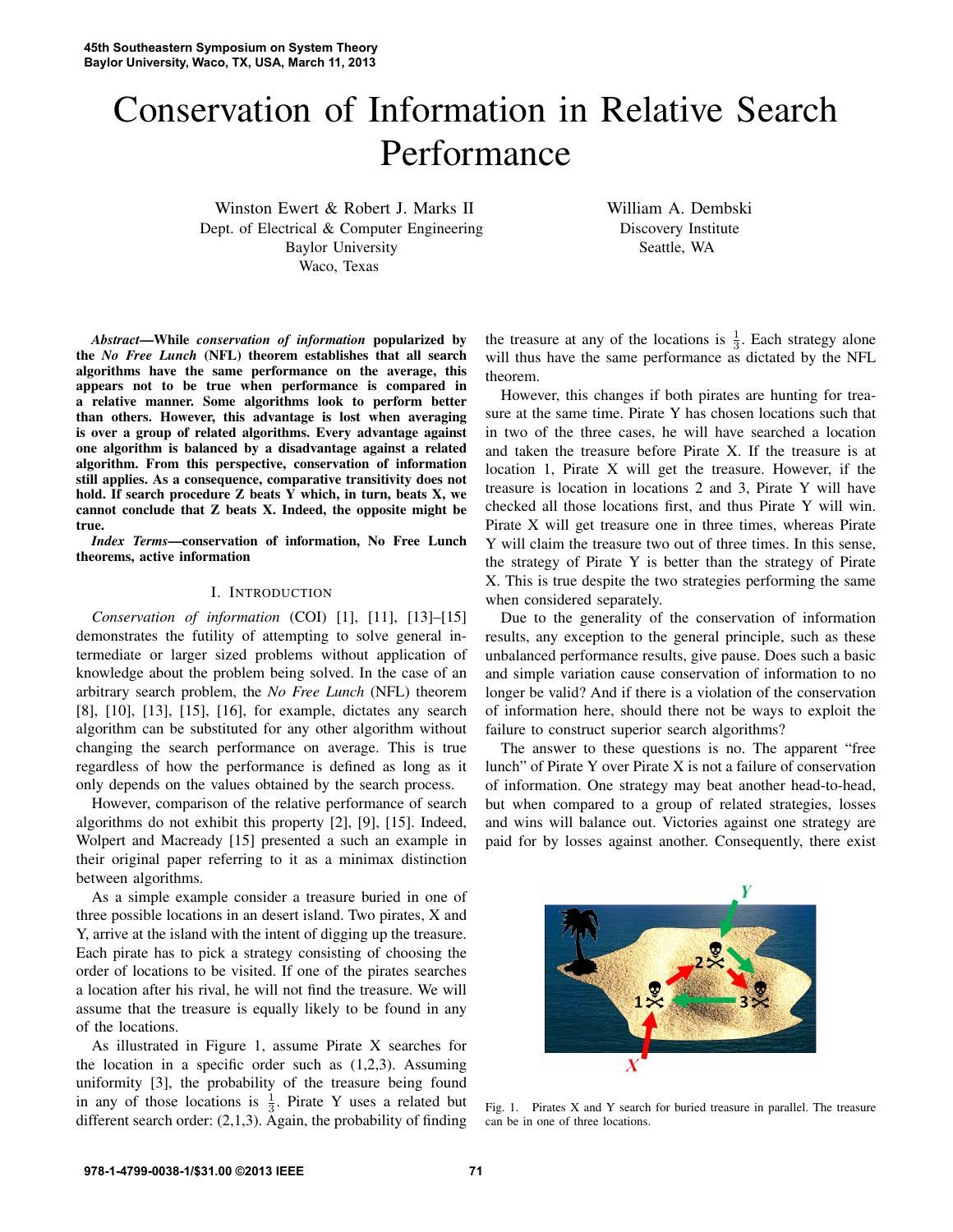# Conservation of Information in Relative Search Performance

Winston Ewert & Robert J. Marks II
Dept. of Electrical & Computer Engineering
Baylor University
Waco, Texas

William A. Dembski
Discovery Institute
Seattle, WA

***Abstract*—While *conservation of information* popularized by the *No Free Lunch* (NFL) theorem establishes that all search algorithms have the same performance on the average, this appears not to be true when performance is compared in a relative manner. Some algorithms look to perform better than others. However, this advantage is lost when averaging is over a group of related algorithms. Every advantage against one algorithm is balanced by a disadvantage against a related algorithm. From this perspective, conservation of information still applies. As a consequence, comparative transitivity does not hold. If search procedure Z beats Y which, in turn, beats X, we cannot conclude that Z beats X. Indeed, the opposite might be true.**

***Index Terms*—conservation of information, No Free Lunch theorems, active information**

## I. Introduction

*Conservation of information* (COI) [1], [11], [13]–[15] demonstrates the futility of attempting to solve general intermediate or larger sized problems without application of knowledge about the problem being solved. In the case of an arbitrary search problem, the *No Free Lunch* (NFL) theorem [8], [10], [13], [15], [16], for example, dictates any search algorithm can be substituted for any other algorithm without changing the search performance on average. This is true regardless of how the performance is defined as long as it only depends on the values obtained by the search process.

However, comparison of the relative performance of search algorithms do not exhibit this property [2], [9], [15]. Indeed, Wolpert and Macready [15] presented a such an example in their original paper referring to it as a minimax distinction between algorithms.

As a simple example consider a treasure buried in one of three possible locations in an desert island. Two pirates, X and Y, arrive at the island with the intent of digging up the treasure. Each pirate has to pick a strategy consisting of choosing the order of locations to be visited. If one of the pirates searches a location after his rival, he will not find the treasure. We will assume that the treasure is equally likely to be found in any of the locations.

As illustrated in Figure 1, assume Pirate X searches for the location in a specific order such as (1,2,3). Assuming uniformity [3], the probability of the treasure being found in any of those locations is $\frac{1}{3}$. Pirate Y uses a related but different search order: (2,1,3). Again, the probability of finding the treasure at any of the locations is $\frac{1}{3}$. Each strategy alone will thus have the same performance as dictated by the NFL theorem.

However, this changes if both pirates are hunting for treasure at the same time. Pirate Y has chosen locations such that in two of the three cases, he will have searched a location and taken the treasure before Pirate X. If the treasure is at location 1, Pirate X will get the treasure. However, if the treasure is location in locations 2 and 3, Pirate Y will have checked all those locations first, and thus Pirate Y will win. Pirate X will get treasure one in three times, whereas Pirate Y will claim the treasure two out of three times. In this sense, the strategy of Pirate Y is better than the strategy of Pirate X. This is true despite the two strategies performing the same when considered separately.

Due to the generality of the conservation of information results, any exception to the general principle, such as these unbalanced performance results, give pause. Does such a basic and simple variation cause conservation of information to no longer be valid? And if there is a violation of the conservation of information here, should there not be ways to exploit the failure to construct superior search algorithms?

The answer to these questions is no. The apparent "free lunch" of Pirate Y over Pirate X is not a failure of conservation of information. One strategy may beat another head-to-head, but when compared to a group of related strategies, losses and wins will balance out. Victories against one strategy are paid for by losses against another. Consequently, there exist

Fig. 1. Pirates X and Y search for buried treasure in parallel. The treasure can be in one of three locations.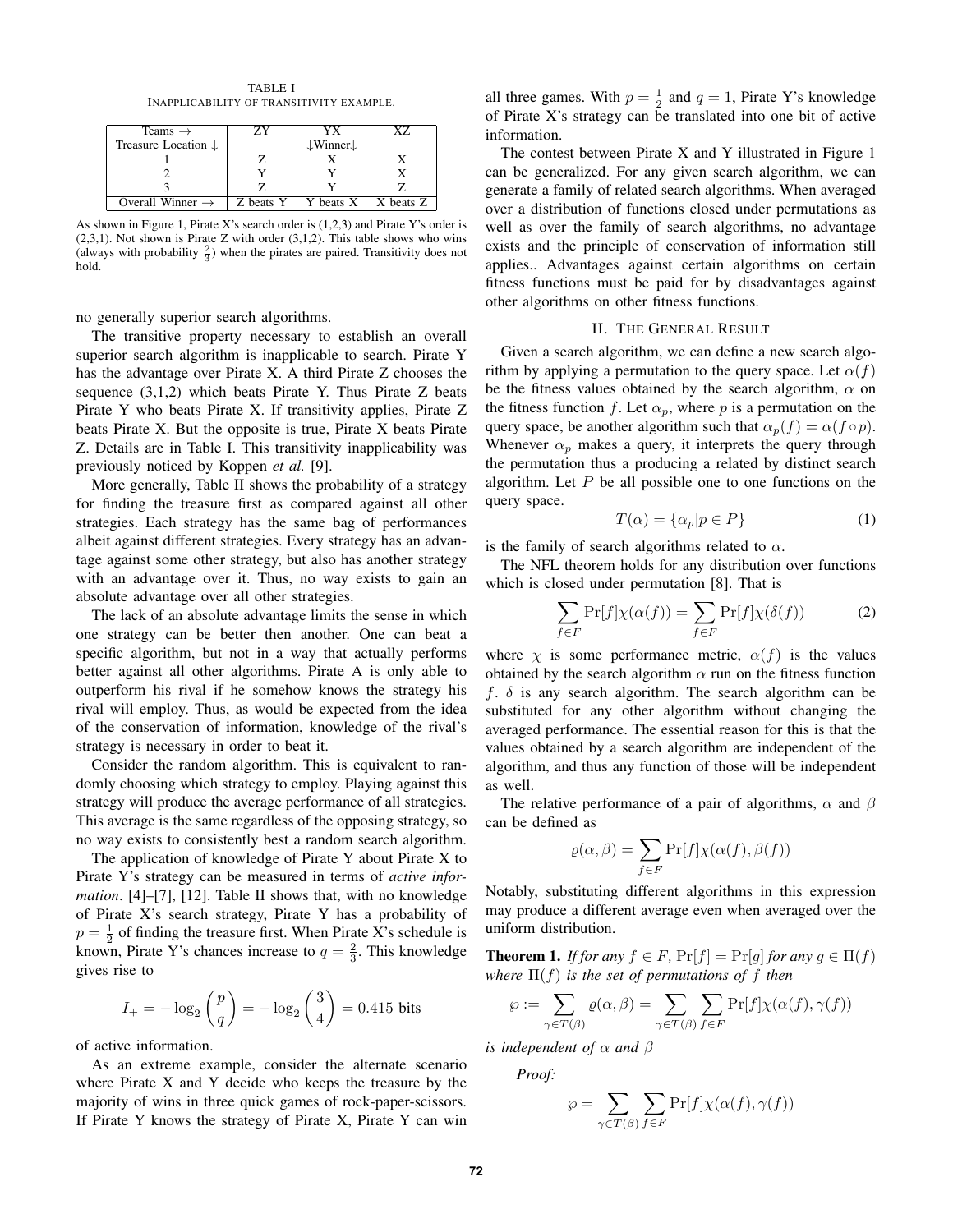TABLE I
INAPPLICABILITY OF TRANSITIVITY EXAMPLE.

| Teams → | ZY | YX | XZ |
|---|---|---|---|
| Treasure Location ↓ | | ↓Winner↓ | |
| 1 | Z | X | X |
| 2 | Y | Y | X |
| 3 | Z | Y | Z |
| Overall Winner → | Z beats Y | Y beats X | X beats Z |

As shown in Figure 1, Pirate X's search order is (1,2,3) and Pirate Y's order is (2,3,1). Not shown is Pirate Z with order (3,1,2). This table shows who wins (always with probability $\frac{2}{3}$) when the pirates are paired. Transitivity does not hold.

no generally superior search algorithms.

The transitive property necessary to establish an overall superior search algorithm is inapplicable to search. Pirate Y has the advantage over Pirate X. A third Pirate Z chooses the sequence (3,1,2) which beats Pirate Y. Thus Pirate Z beats Pirate Y who beats Pirate X. If transitivity applies, Pirate Z beats Pirate X. But the opposite is true, Pirate X beats Pirate Z. Details are in Table I. This transitivity inapplicability was previously noticed by Koppen *et al.* [9].

More generally, Table II shows the probability of a strategy for finding the treasure first as compared against all other strategies. Each strategy has the same bag of performances albeit against different strategies. Every strategy has an advantage against some other strategy, but also has another strategy with an advantage over it. Thus, no way exists to gain an absolute advantage over all other strategies.

The lack of an absolute advantage limits the sense in which one strategy can be better then another. One can beat a specific algorithm, but not in a way that actually performs better against all other algorithms. Pirate A is only able to outperform his rival if he somehow knows the strategy his rival will employ. Thus, as would be expected from the idea of the conservation of information, knowledge of the rival's strategy is necessary in order to beat it.

Consider the random algorithm. This is equivalent to randomly choosing which strategy to employ. Playing against this strategy will produce the average performance of all strategies. This average is the same regardless of the opposing strategy, so no way exists to consistently best a random search algorithm.

The application of knowledge of Pirate Y about Pirate X to Pirate Y's strategy can be measured in terms of *active information*. [4]–[7], [12]. Table II shows that, with no knowledge of Pirate X's search strategy, Pirate Y has a probability of $p = \frac{1}{2}$ of finding the treasure first. When Pirate X's schedule is known, Pirate Y's chances increase to $q = \frac{2}{3}$. This knowledge gives rise to

$$I_+ = -\log_2\left(\frac{p}{q}\right) = -\log_2\left(\frac{3}{4}\right) = 0.415 \text{ bits}$$

of active information.

As an extreme example, consider the alternate scenario where Pirate X and Y decide who keeps the treasure by the majority of wins in three quick games of rock-paper-scissors. If Pirate Y knows the strategy of Pirate X, Pirate Y can win all three games. With $p = \frac{1}{2}$ and $q = 1$, Pirate Y's knowledge of Pirate X's strategy can be translated into one bit of active information.

The contest between Pirate X and Y illustrated in Figure 1 can be generalized. For any given search algorithm, we can generate a family of related search algorithms. When averaged over a distribution of functions closed under permutations as well as over the family of search algorithms, no advantage exists and the principle of conservation of information still applies.. Advantages against certain algorithms on certain fitness functions must be paid for by disadvantages against other algorithms on other fitness functions.

## II. The General Result

Given a search algorithm, we can define a new search algorithm by applying a permutation to the query space. Let $\alpha(f)$ be the fitness values obtained by the search algorithm, $\alpha$ on the fitness function $f$. Let $\alpha_p$, where $p$ is a permutation on the query space, be another algorithm such that $\alpha_p(f) = \alpha(f \circ p)$. Whenever $\alpha_p$ makes a query, it interprets the query through the permutation thus a producing a related by distinct search algorithm. Let $P$ be all possible one to one functions on the query space.

$$T(\alpha) = \{\alpha_p | p \in P\} \tag{1}$$

is the family of search algorithms related to $\alpha$.

The NFL theorem holds for any distribution over functions which is closed under permutation [8]. That is

$$\sum_{f \in F} \Pr[f]\chi(\alpha(f)) = \sum_{f \in F} \Pr[f]\chi(\delta(f)) \tag{2}$$

where $\chi$ is some performance metric, $\alpha(f)$ is the values obtained by the search algorithm $\alpha$ run on the fitness function $f$. $\delta$ is any search algorithm. The search algorithm can be substituted for any other algorithm without changing the averaged performance. The essential reason for this is that the values obtained by a search algorithm are independent of the algorithm, and thus any function of those will be independent as well.

The relative performance of a pair of algorithms, $\alpha$ and $\beta$ can be defined as

$$\varrho(\alpha, \beta) = \sum_{f \in F} \Pr[f]\chi(\alpha(f), \beta(f))$$

Notably, substituting different algorithms in this expression may produce a different average even when averaged over the uniform distribution.

**Theorem 1.** *If for any $f \in F$, $\Pr[f] = \Pr[g]$ for any $g \in \Pi(f)$ where $\Pi(f)$ is the set of permutations of $f$ then*

$$\wp := \sum_{\gamma \in T(\beta)} \varrho(\alpha, \beta) = \sum_{\gamma \in T(\beta)} \sum_{f \in F} \Pr[f]\chi(\alpha(f), \gamma(f))$$

*is independent of $\alpha$ and $\beta$*

*Proof:*

$$\wp = \sum_{\gamma \in T(\beta)} \sum_{f \in F} \Pr[f]\chi(\alpha(f), \gamma(f))$$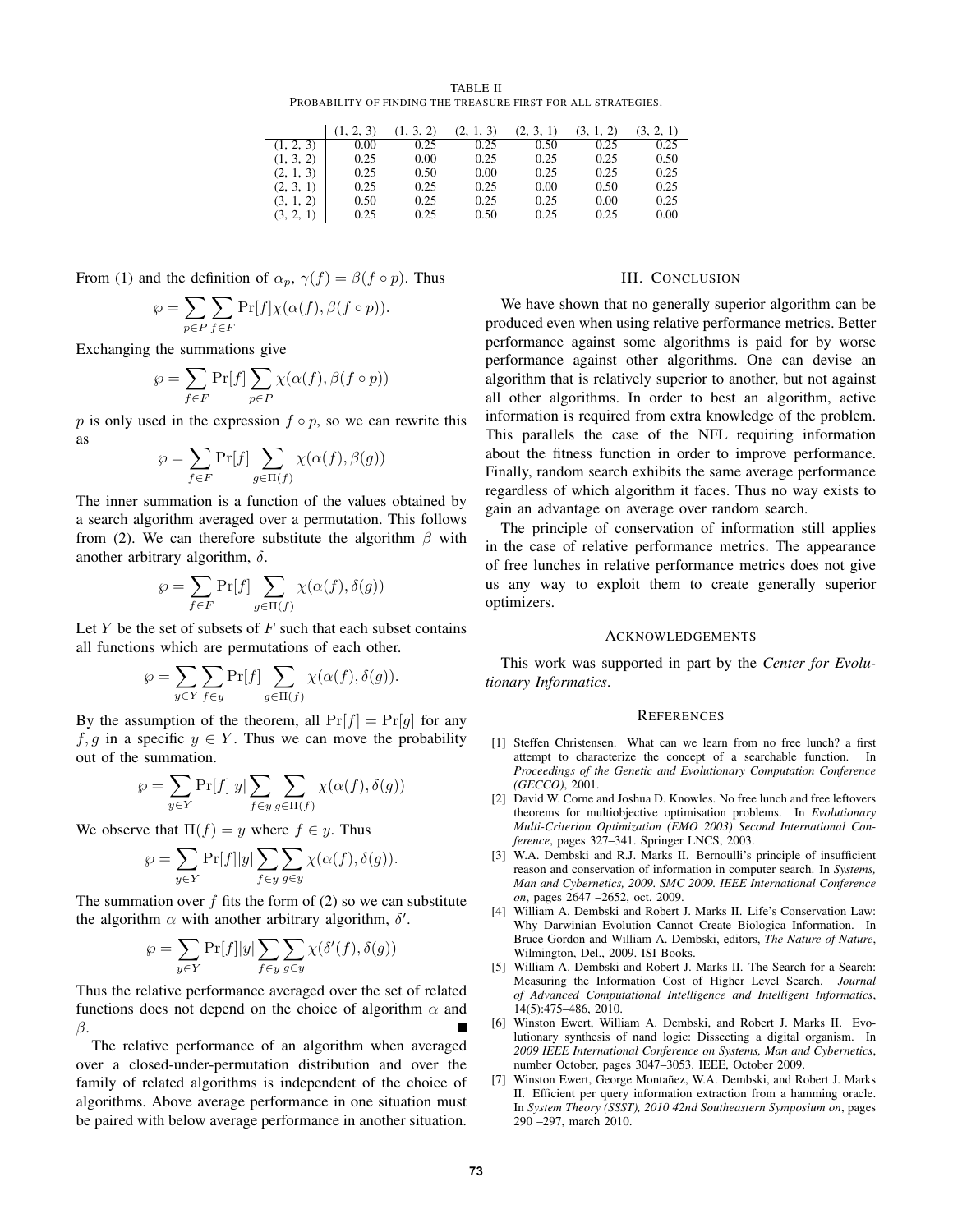TABLE II
PROBABILITY OF FINDING THE TREASURE FIRST FOR ALL STRATEGIES.

| | (1, 2, 3) | (1, 3, 2) | (2, 1, 3) | (2, 3, 1) | (3, 1, 2) | (3, 2, 1) |
|---|---|---|---|---|---|---|
| (1, 2, 3) | 0.00 | 0.25 | 0.25 | 0.50 | 0.25 | 0.25 |
| (1, 3, 2) | 0.25 | 0.00 | 0.25 | 0.25 | 0.25 | 0.50 |
| (2, 1, 3) | 0.25 | 0.50 | 0.00 | 0.25 | 0.25 | 0.25 |
| (2, 3, 1) | 0.25 | 0.25 | 0.25 | 0.00 | 0.50 | 0.25 |
| (3, 1, 2) | 0.50 | 0.25 | 0.25 | 0.25 | 0.00 | 0.25 |
| (3, 2, 1) | 0.25 | 0.25 | 0.50 | 0.25 | 0.25 | 0.00 |

From (1) and the definition of $\alpha_p$, $\gamma(f) = \beta(f \circ p)$. Thus

$$\wp = \sum_{p \in P} \sum_{f \in F} \Pr[f] \chi(\alpha(f), \beta(f \circ p)).$$

Exchanging the summations give

$$\wp = \sum_{f \in F} \Pr[f] \sum_{p \in P} \chi(\alpha(f), \beta(f \circ p))$$

$p$ is only used in the expression $f \circ p$, so we can rewrite this as

$$\wp = \sum_{f \in F} \Pr[f] \sum_{g \in \Pi(f)} \chi(\alpha(f), \beta(g))$$

The inner summation is a function of the values obtained by a search algorithm averaged over a permutation. This follows from (2). We can therefore substitute the algorithm $\beta$ with another arbitrary algorithm, $\delta$.

$$\wp = \sum_{f \in F} \Pr[f] \sum_{g \in \Pi(f)} \chi(\alpha(f), \delta(g))$$

Let $Y$ be the set of subsets of $F$ such that each subset contains all functions which are permutations of each other.

$$\wp = \sum_{y \in Y} \sum_{f \in y} \Pr[f] \sum_{g \in \Pi(f)} \chi(\alpha(f), \delta(g)).$$

By the assumption of the theorem, all $\Pr[f] = \Pr[g]$ for any $f, g$ in a specific $y \in Y$. Thus we can move the probability out of the summation.

$$\wp = \sum_{y \in Y} \Pr[f]|y| \sum_{f \in y} \sum_{g \in \Pi(f)} \chi(\alpha(f), \delta(g))$$

We observe that $\Pi(f) = y$ where $f \in y$. Thus

$$\wp = \sum_{y \in Y} \Pr[f]|y| \sum_{f \in y} \sum_{g \in y} \chi(\alpha(f), \delta(g)).$$

The summation over $f$ fits the form of (2) so we can substitute the algorithm $\alpha$ with another arbitrary algorithm, $\delta'$.

$$\wp = \sum_{y \in Y} \Pr[f]|y| \sum_{f \in y} \sum_{g \in y} \chi(\delta'(f), \delta(g))$$

Thus the relative performance averaged over the set of related functions does not depend on the choice of algorithm $\alpha$ and $\beta$. ■

The relative performance of an algorithm when averaged over a closed-under-permutation distribution and over the family of related algorithms is independent of the choice of algorithms. Above average performance in one situation must be paired with below average performance in another situation.

## III. CONCLUSION

We have shown that no generally superior algorithm can be produced even when using relative performance metrics. Better performance against some algorithms is paid for by worse performance against other algorithms. One can devise an algorithm that is relatively superior to another, but not against all other algorithms. In order to best an algorithm, active information is required from extra knowledge of the problem. This parallels the case of the NFL requiring information about the fitness function in order to improve performance. Finally, random search exhibits the same average performance regardless of which algorithm it faces. Thus no way exists to gain an advantage on average over random search.

The principle of conservation of information still applies in the case of relative performance metrics. The appearance of free lunches in relative performance metrics does not give us any way to exploit them to create generally superior optimizers.

## ACKNOWLEDGEMENTS

This work was supported in part by the *Center for Evolutionary Informatics*.

## REFERENCES

[1] Steffen Christensen. What can we learn from no free lunch? a first attempt to characterize the concept of a searchable function. In *Proceedings of the Genetic and Evolutionary Computation Conference (GECCO)*, 2001.

[2] David W. Corne and Joshua D. Knowles. No free lunch and free leftovers theorems for multiobjective optimisation problems. In *Evolutionary Multi-Criterion Optimization (EMO 2003) Second International Conference*, pages 327–341. Springer LNCS, 2003.

[3] W.A. Dembski and R.J. Marks II. Bernoulli's principle of insufficient reason and conservation of information in computer search. In *Systems, Man and Cybernetics, 2009. SMC 2009. IEEE International Conference on*, pages 2647 –2652, oct. 2009.

[4] William A. Dembski and Robert J. Marks II. Life's Conservation Law: Why Darwinian Evolution Cannot Create Biologica Information. In Bruce Gordon and William A. Dembski, editors, *The Nature of Nature*, Wilmington, Del., 2009. ISI Books.

[5] William A. Dembski and Robert J. Marks II. The Search for a Search: Measuring the Information Cost of Higher Level Search. *Journal of Advanced Computational Intelligence and Intelligent Informatics*, 14(5):475–486, 2010.

[6] Winston Ewert, William A. Dembski, and Robert J. Marks II. Evolutionary synthesis of nand logic: Dissecting a digital organism. In *2009 IEEE International Conference on Systems, Man and Cybernetics*, number October, pages 3047–3053. IEEE, October 2009.

[7] Winston Ewert, George Montañez, W.A. Dembski, and Robert J. Marks II. Efficient per query information extraction from a hamming oracle. In *System Theory (SSST), 2010 42nd Southeastern Symposium on*, pages 290 –297, march 2010.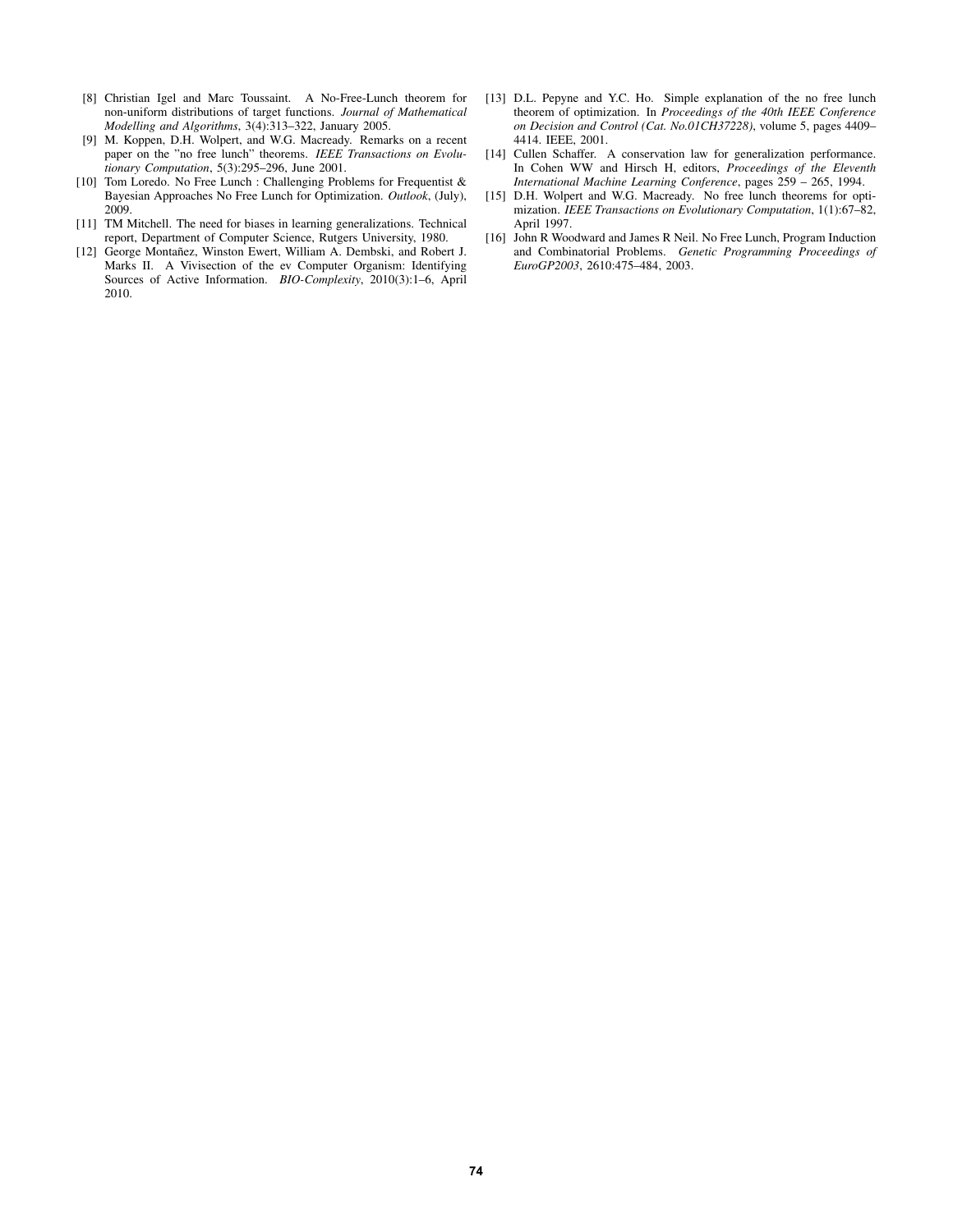[8] Christian Igel and Marc Toussaint. A No-Free-Lunch theorem for non-uniform distributions of target functions. *Journal of Mathematical Modelling and Algorithms*, 3(4):313–322, January 2005.

[9] M. Koppen, D.H. Wolpert, and W.G. Macready. Remarks on a recent paper on the "no free lunch" theorems. *IEEE Transactions on Evolutionary Computation*, 5(3):295–296, June 2001.

[10] Tom Loredo. No Free Lunch : Challenging Problems for Frequentist & Bayesian Approaches No Free Lunch for Optimization. *Outlook*, (July), 2009.

[11] TM Mitchell. The need for biases in learning generalizations. Technical report, Department of Computer Science, Rutgers University, 1980.

[12] George Montañez, Winston Ewert, William A. Dembski, and Robert J. Marks II. A Vivisection of the ev Computer Organism: Identifying Sources of Active Information. *BIO-Complexity*, 2010(3):1–6, April 2010.

[13] D.L. Pepyne and Y.C. Ho. Simple explanation of the no free lunch theorem of optimization. In *Proceedings of the 40th IEEE Conference on Decision and Control (Cat. No.01CH37228)*, volume 5, pages 4409–4414. IEEE, 2001.

[14] Cullen Schaffer. A conservation law for generalization performance. In Cohen WW and Hirsch H, editors, *Proceedings of the Eleventh International Machine Learning Conference*, pages 259 – 265, 1994.

[15] D.H. Wolpert and W.G. Macready. No free lunch theorems for optimization. *IEEE Transactions on Evolutionary Computation*, 1(1):67–82, April 1997.

[16] John R Woodward and James R Neil. No Free Lunch, Program Induction and Combinatorial Problems. *Genetic Programming Proceedings of EuroGP2003*, 2610:475–484, 2003.